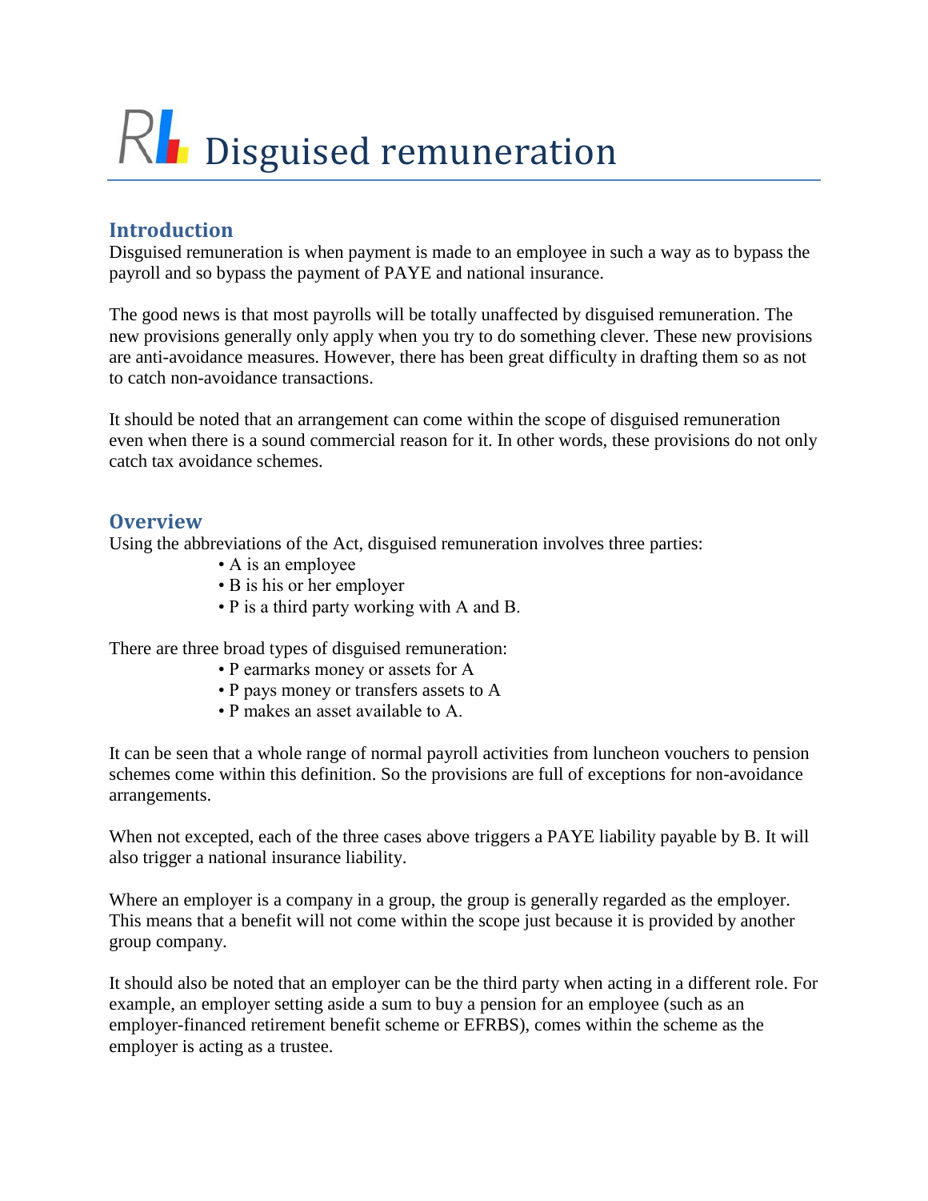# Disguised remuneration

## Introduction

Disguised remuneration is when payment is made to an employee in such a way as to bypass the payroll and so bypass the payment of PAYE and national insurance.

The good news is that most payrolls will be totally unaffected by disguised remuneration. The new provisions generally only apply when you try to do something clever. These new provisions are anti-avoidance measures. However, there has been great difficulty in drafting them so as not to catch non-avoidance transactions.

It should be noted that an arrangement can come within the scope of disguised remuneration even when there is a sound commercial reason for it. In other words, these provisions do not only catch tax avoidance schemes.

## Overview

Using the abbreviations of the Act, disguised remuneration involves three parties:

- A is an employee
- B is his or her employer
- P is a third party working with A and B.

There are three broad types of disguised remuneration:

- P earmarks money or assets for A
- P pays money or transfers assets to A
- P makes an asset available to A.

It can be seen that a whole range of normal payroll activities from luncheon vouchers to pension schemes come within this definition. So the provisions are full of exceptions for non-avoidance arrangements.

When not excepted, each of the three cases above triggers a PAYE liability payable by B. It will also trigger a national insurance liability.

Where an employer is a company in a group, the group is generally regarded as the employer. This means that a benefit will not come within the scope just because it is provided by another group company.

It should also be noted that an employer can be the third party when acting in a different role. For example, an employer setting aside a sum to buy a pension for an employee (such as an employer-financed retirement benefit scheme or EFRBS), comes within the scheme as the employer is acting as a trustee.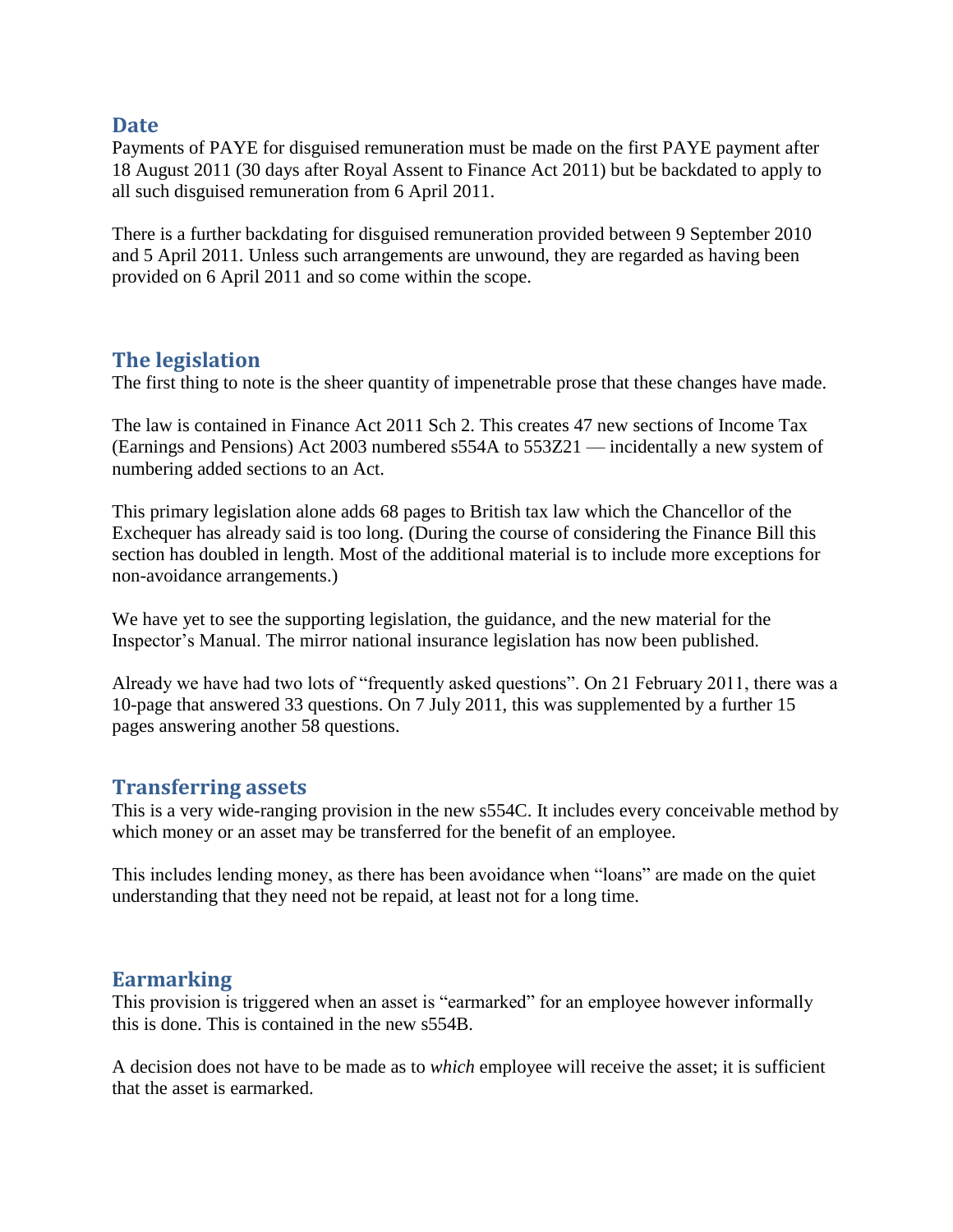## Date

Payments of PAYE for disguised remuneration must be made on the first PAYE payment after 18 August 2011 (30 days after Royal Assent to Finance Act 2011) but be backdated to apply to all such disguised remuneration from 6 April 2011.

There is a further backdating for disguised remuneration provided between 9 September 2010 and 5 April 2011. Unless such arrangements are unwound, they are regarded as having been provided on 6 April 2011 and so come within the scope.

## The legislation

The first thing to note is the sheer quantity of impenetrable prose that these changes have made.

The law is contained in Finance Act 2011 Sch 2. This creates 47 new sections of Income Tax (Earnings and Pensions) Act 2003 numbered s554A to 553Z21 — incidentally a new system of numbering added sections to an Act.

This primary legislation alone adds 68 pages to British tax law which the Chancellor of the Exchequer has already said is too long. (During the course of considering the Finance Bill this section has doubled in length. Most of the additional material is to include more exceptions for non-avoidance arrangements.)

We have yet to see the supporting legislation, the guidance, and the new material for the Inspector's Manual. The mirror national insurance legislation has now been published.

Already we have had two lots of "frequently asked questions". On 21 February 2011, there was a 10-page that answered 33 questions. On 7 July 2011, this was supplemented by a further 15 pages answering another 58 questions.

## Transferring assets

This is a very wide-ranging provision in the new s554C. It includes every conceivable method by which money or an asset may be transferred for the benefit of an employee.

This includes lending money, as there has been avoidance when "loans" are made on the quiet understanding that they need not be repaid, at least not for a long time.

## Earmarking

This provision is triggered when an asset is "earmarked" for an employee however informally this is done. This is contained in the new s554B.

A decision does not have to be made as to *which* employee will receive the asset; it is sufficient that the asset is earmarked.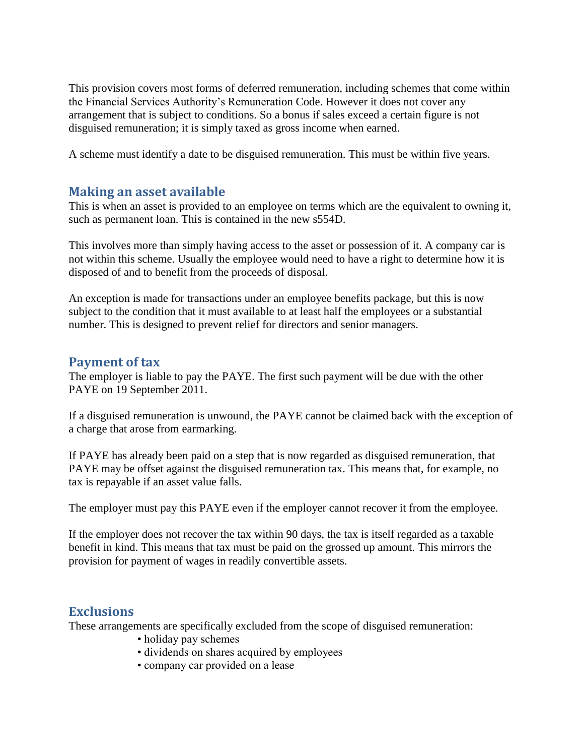This provision covers most forms of deferred remuneration, including schemes that come within the Financial Services Authority's Remuneration Code. However it does not cover any arrangement that is subject to conditions. So a bonus if sales exceed a certain figure is not disguised remuneration; it is simply taxed as gross income when earned.

A scheme must identify a date to be disguised remuneration. This must be within five years.

## Making an asset available

This is when an asset is provided to an employee on terms which are the equivalent to owning it, such as permanent loan. This is contained in the new s554D.

This involves more than simply having access to the asset or possession of it. A company car is not within this scheme. Usually the employee would need to have a right to determine how it is disposed of and to benefit from the proceeds of disposal.

An exception is made for transactions under an employee benefits package, but this is now subject to the condition that it must available to at least half the employees or a substantial number. This is designed to prevent relief for directors and senior managers.

## Payment of tax

The employer is liable to pay the PAYE. The first such payment will be due with the other PAYE on 19 September 2011.

If a disguised remuneration is unwound, the PAYE cannot be claimed back with the exception of a charge that arose from earmarking.

If PAYE has already been paid on a step that is now regarded as disguised remuneration, that PAYE may be offset against the disguised remuneration tax. This means that, for example, no tax is repayable if an asset value falls.

The employer must pay this PAYE even if the employer cannot recover it from the employee.

If the employer does not recover the tax within 90 days, the tax is itself regarded as a taxable benefit in kind. This means that tax must be paid on the grossed up amount. This mirrors the provision for payment of wages in readily convertible assets.

## Exclusions

These arrangements are specifically excluded from the scope of disguised remuneration:

- holiday pay schemes
- dividends on shares acquired by employees
- company car provided on a lease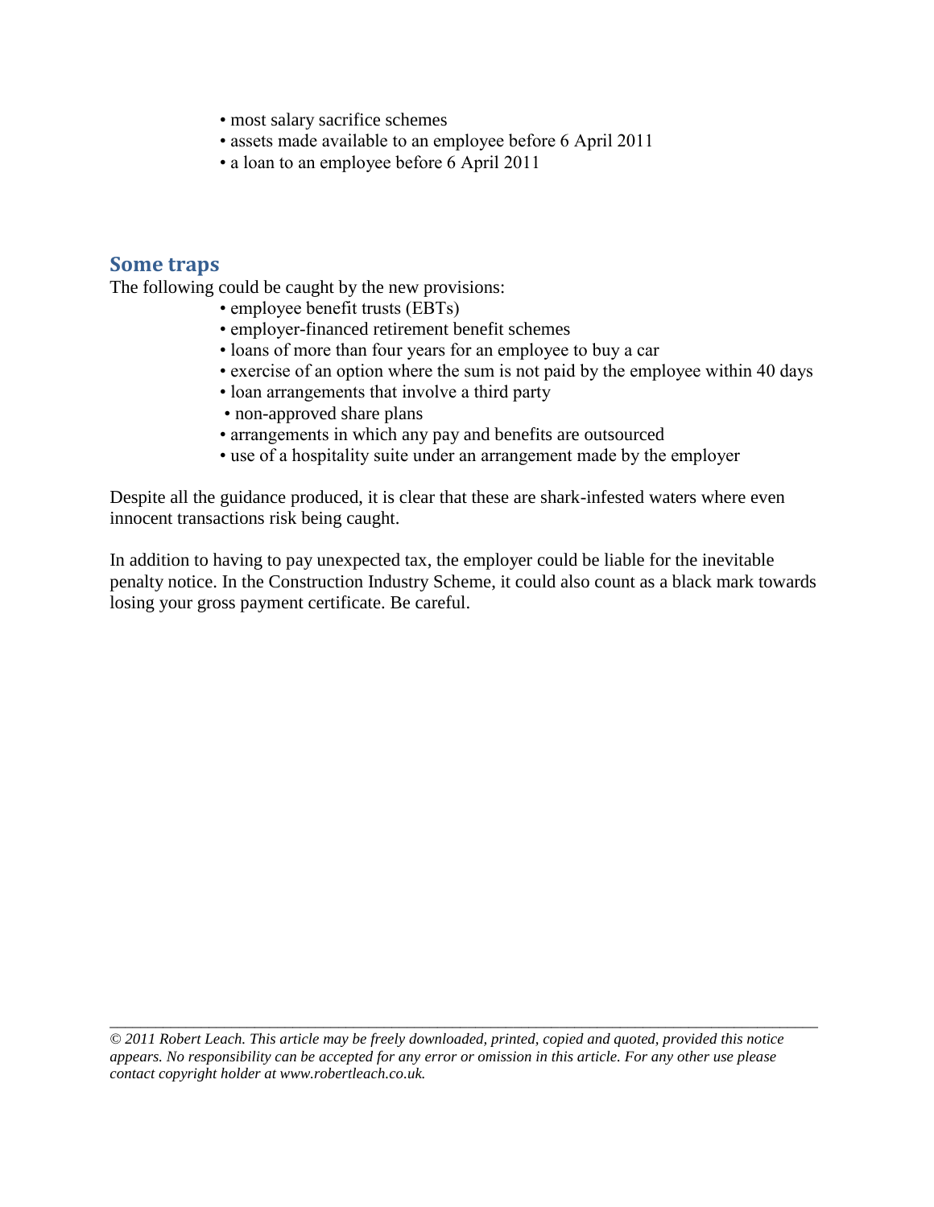- most salary sacrifice schemes
- assets made available to an employee before 6 April 2011
- a loan to an employee before 6 April 2011

## Some traps

The following could be caught by the new provisions:

- employee benefit trusts (EBTs)
- employer-financed retirement benefit schemes
- loans of more than four years for an employee to buy a car
- exercise of an option where the sum is not paid by the employee within 40 days
- loan arrangements that involve a third party
- non-approved share plans
- arrangements in which any pay and benefits are outsourced
- use of a hospitality suite under an arrangement made by the employer

Despite all the guidance produced, it is clear that these are shark-infested waters where even innocent transactions risk being caught.

In addition to having to pay unexpected tax, the employer could be liable for the inevitable penalty notice. In the Construction Industry Scheme, it could also count as a black mark towards losing your gross payment certificate. Be careful.

---

*© 2011 Robert Leach. This article may be freely downloaded, printed, copied and quoted, provided this notice appears. No responsibility can be accepted for any error or omission in this article. For any other use please contact copyright holder at www.robertleach.co.uk.*